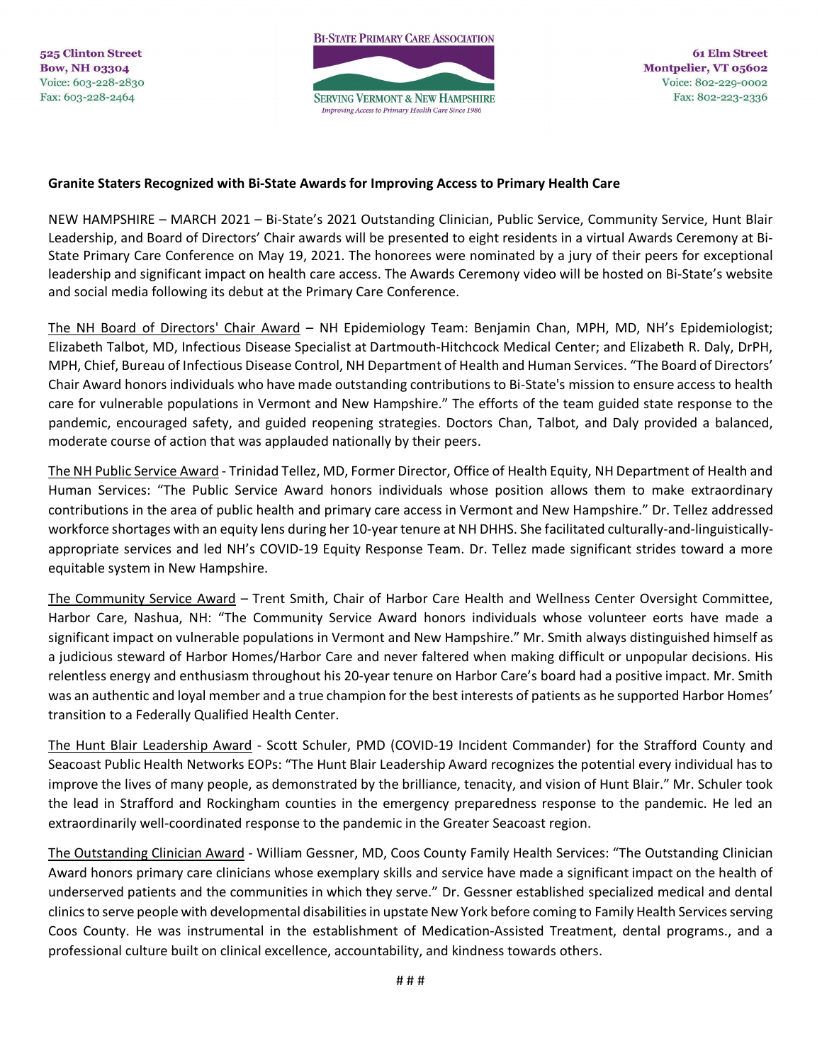525 Clinton Street
Bow, NH 03304
Voice: 603-228-2830
Fax: 603-228-2464

BI-STATE PRIMARY CARE ASSOCIATION
SERVING VERMONT & NEW HAMPSHIRE
*Improving Access to Primary Health Care Since 1986*

61 Elm Street
Montpelier, VT 05602
Voice: 802-229-0002
Fax: 802-223-2336

**Granite Staters Recognized with Bi-State Awards for Improving Access to Primary Health Care**

NEW HAMPSHIRE – MARCH 2021 – Bi-State's 2021 Outstanding Clinician, Public Service, Community Service, Hunt Blair Leadership, and Board of Directors' Chair awards will be presented to eight residents in a virtual Awards Ceremony at Bi-State Primary Care Conference on May 19, 2021. The honorees were nominated by a jury of their peers for exceptional leadership and significant impact on health care access. The Awards Ceremony video will be hosted on Bi-State's website and social media following its debut at the Primary Care Conference.

<u>The NH Board of Directors' Chair Award</u> – NH Epidemiology Team: Benjamin Chan, MPH, MD, NH's Epidemiologist; Elizabeth Talbot, MD, Infectious Disease Specialist at Dartmouth-Hitchcock Medical Center; and Elizabeth R. Daly, DrPH, MPH, Chief, Bureau of Infectious Disease Control, NH Department of Health and Human Services. "The Board of Directors' Chair Award honors individuals who have made outstanding contributions to Bi-State's mission to ensure access to health care for vulnerable populations in Vermont and New Hampshire." The efforts of the team guided state response to the pandemic, encouraged safety, and guided reopening strategies. Doctors Chan, Talbot, and Daly provided a balanced, moderate course of action that was applauded nationally by their peers.

<u>The NH Public Service Award</u> - Trinidad Tellez, MD, Former Director, Office of Health Equity, NH Department of Health and Human Services: "The Public Service Award honors individuals whose position allows them to make extraordinary contributions in the area of public health and primary care access in Vermont and New Hampshire." Dr. Tellez addressed workforce shortages with an equity lens during her 10-year tenure at NH DHHS. She facilitated culturally-and-linguistically-appropriate services and led NH's COVID-19 Equity Response Team. Dr. Tellez made significant strides toward a more equitable system in New Hampshire.

<u>The Community Service Award</u> – Trent Smith, Chair of Harbor Care Health and Wellness Center Oversight Committee, Harbor Care, Nashua, NH: "The Community Service Award honors individuals whose volunteer eorts have made a significant impact on vulnerable populations in Vermont and New Hampshire." Mr. Smith always distinguished himself as a judicious steward of Harbor Homes/Harbor Care and never faltered when making difficult or unpopular decisions. His relentless energy and enthusiasm throughout his 20-year tenure on Harbor Care's board had a positive impact. Mr. Smith was an authentic and loyal member and a true champion for the best interests of patients as he supported Harbor Homes' transition to a Federally Qualified Health Center.

<u>The Hunt Blair Leadership Award</u> - Scott Schuler, PMD (COVID-19 Incident Commander) for the Strafford County and Seacoast Public Health Networks EOPs: "The Hunt Blair Leadership Award recognizes the potential every individual has to improve the lives of many people, as demonstrated by the brilliance, tenacity, and vision of Hunt Blair." Mr. Schuler took the lead in Strafford and Rockingham counties in the emergency preparedness response to the pandemic. He led an extraordinarily well-coordinated response to the pandemic in the Greater Seacoast region.

<u>The Outstanding Clinician Award</u> - William Gessner, MD, Coos County Family Health Services: "The Outstanding Clinician Award honors primary care clinicians whose exemplary skills and service have made a significant impact on the health of underserved patients and the communities in which they serve." Dr. Gessner established specialized medical and dental clinics to serve people with developmental disabilities in upstate New York before coming to Family Health Services serving Coos County. He was instrumental in the establishment of Medication-Assisted Treatment, dental programs., and a professional culture built on clinical excellence, accountability, and kindness towards others.

# # #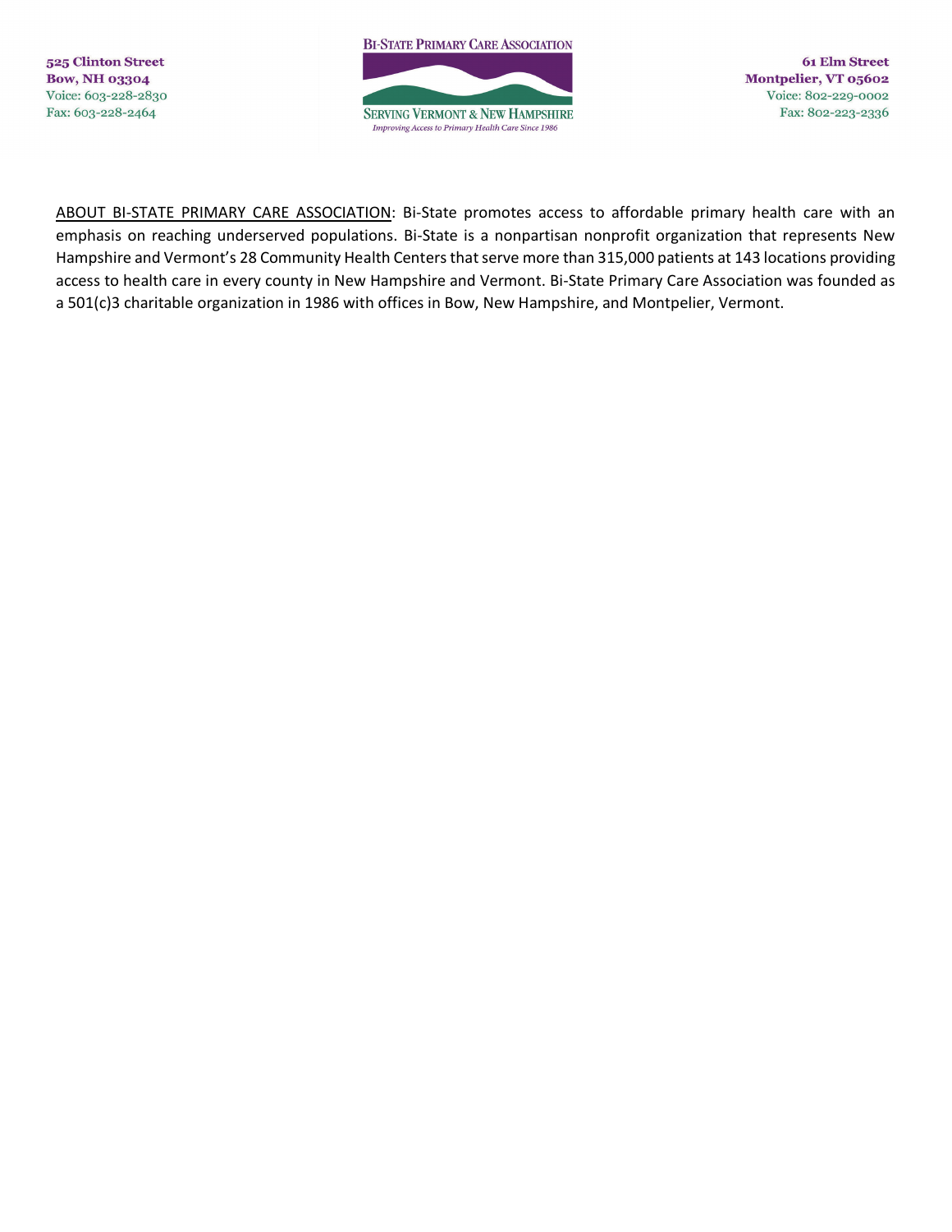525 Clinton Street
Bow, NH 03304
Voice: 603-228-2830
Fax: 603-228-2464

BI-STATE PRIMARY CARE ASSOCIATION
SERVING VERMONT & NEW HAMPSHIRE
*Improving Access to Primary Health Care Since 1986*

61 Elm Street
Montpelier, VT 05602
Voice: 802-229-0002
Fax: 802-223-2336

ABOUT BI-STATE PRIMARY CARE ASSOCIATION: Bi-State promotes access to affordable primary health care with an emphasis on reaching underserved populations. Bi-State is a nonpartisan nonprofit organization that represents New Hampshire and Vermont's 28 Community Health Centers that serve more than 315,000 patients at 143 locations providing access to health care in every county in New Hampshire and Vermont. Bi-State Primary Care Association was founded as a 501(c)3 charitable organization in 1986 with offices in Bow, New Hampshire, and Montpelier, Vermont.